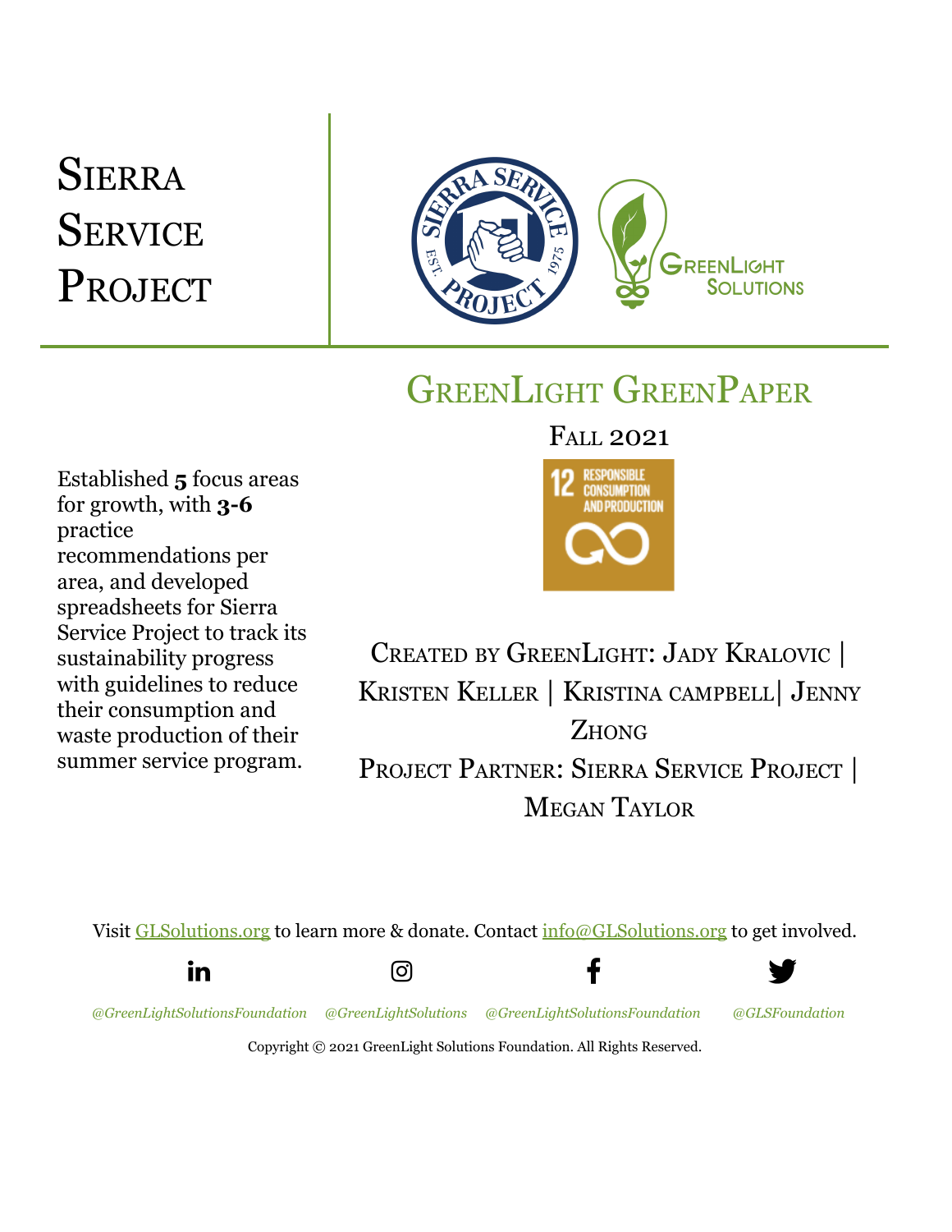# Sierra Service Project

## GreenLight GreenPaper

Fall 2021

Established **5** focus areas for growth, with **3-6** practice recommendations per area, and developed spreadsheets for Sierra Service Project to track its sustainability progress with guidelines to reduce their consumption and waste production of their summer service program.

Created by GreenLight: Jady Kralovic | Kristen Keller | Kristina campbell| Jenny Zhong

Project Partner: Sierra Service Project | Megan Taylor

Visit GLSolutions.org to learn more & donate. Contact info@GLSolutions.org to get involved.

*@GreenLightSolutionsFoundation* *@GreenLightSolutions* *@GreenLightSolutionsFoundation* *@GLSFoundation*

Copyright © 2021 GreenLight Solutions Foundation. All Rights Reserved.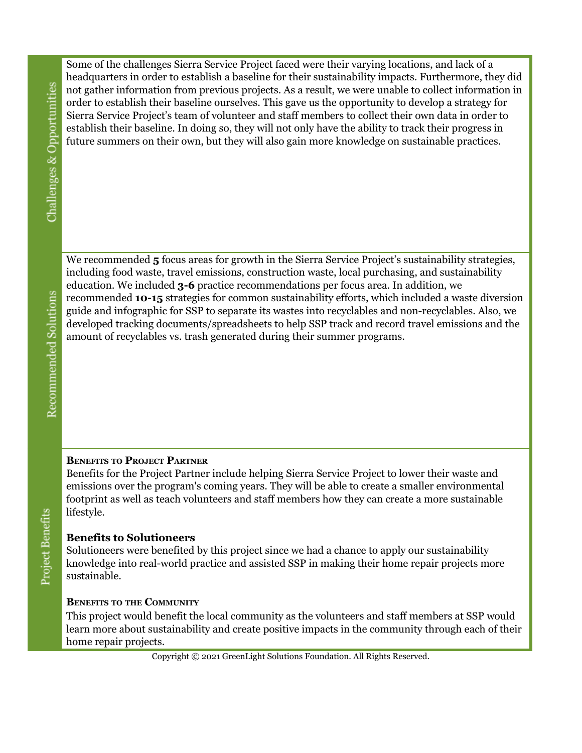## Challenges & Opportunities

Some of the challenges Sierra Service Project faced were their varying locations, and lack of a headquarters in order to establish a baseline for their sustainability impacts. Furthermore, they did not gather information from previous projects. As a result, we were unable to collect information in order to establish their baseline ourselves. This gave us the opportunity to develop a strategy for Sierra Service Project's team of volunteer and staff members to collect their own data in order to establish their baseline. In doing so, they will not only have the ability to track their progress in future summers on their own, but they will also gain more knowledge on sustainable practices.

## Recommended Solutions

We recommended **5** focus areas for growth in the Sierra Service Project's sustainability strategies, including food waste, travel emissions, construction waste, local purchasing, and sustainability education. We included **3-6** practice recommendations per focus area. In addition, we recommended **10-15** strategies for common sustainability efforts, which included a waste diversion guide and infographic for SSP to separate its wastes into recyclables and non-recyclables. Also, we developed tracking documents/spreadsheets to help SSP track and record travel emissions and the amount of recyclables vs. trash generated during their summer programs.

## Project Benefits

**Benefits to Project Partner**

Benefits for the Project Partner include helping Sierra Service Project to lower their waste and emissions over the program's coming years. They will be able to create a smaller environmental footprint as well as teach volunteers and staff members how they can create a more sustainable lifestyle.

**Benefits to Solutioneers**

Solutioneers were benefited by this project since we had a chance to apply our sustainability knowledge into real-world practice and assisted SSP in making their home repair projects more sustainable.

**Benefits to the Community**

This project would benefit the local community as the volunteers and staff members at SSP would learn more about sustainability and create positive impacts in the community through each of their home repair projects.

Copyright © 2021 GreenLight Solutions Foundation. All Rights Reserved.